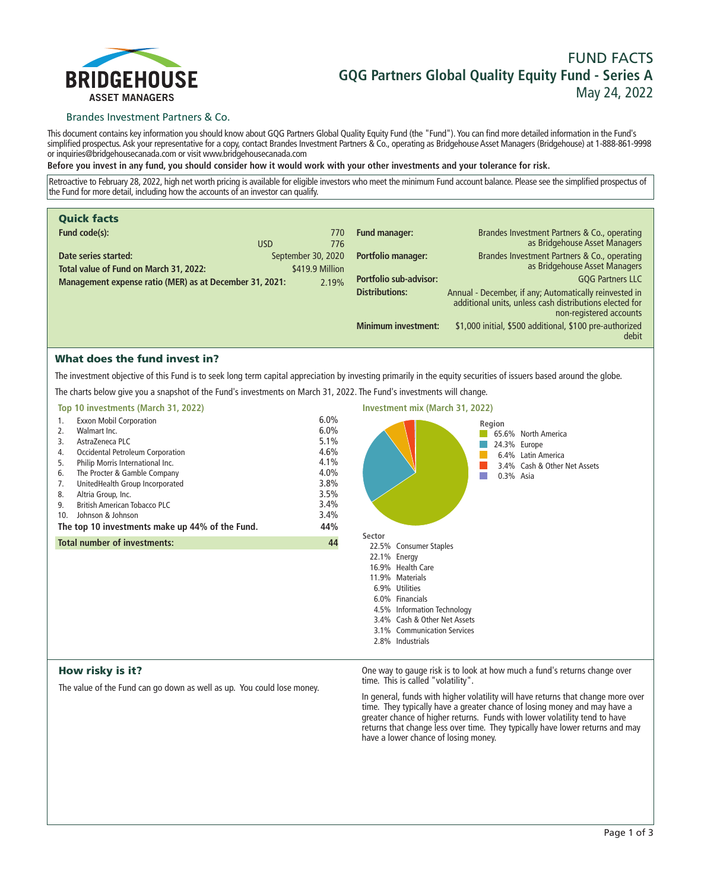BRIDGEHOUSE
ASSET MANAGERS

# FUND FACTS
## GQG Partners Global Quality Equity Fund - Series A
May 24, 2022

Brandes Investment Partners & Co.

This document contains key information you should know about GQG Partners Global Quality Equity Fund (the "Fund"). You can find more detailed information in the Fund's simplified prospectus. Ask your representative for a copy, contact Brandes Investment Partners & Co., operating as Bridgehouse Asset Managers (Bridgehouse) at 1-888-861-9998 or inquiries@bridgehousecanada.com or visit www.bridgehousecanada.com

**Before you invest in any fund, you should consider how it would work with your other investments and your tolerance for risk.**

Retroactive to February 28, 2022, high net worth pricing is available for eligible investors who meet the minimum Fund account balance. Please see the simplified prospectus of the Fund for more detail, including how the accounts of an investor can qualify.

## Quick facts

| | | |
|---|---|---|
| **Fund code(s):** | | 770 |
| | USD | 776 |
| **Date series started:** | | September 30, 2020 |
| **Total value of Fund on March 31, 2022:** | | $419.9 Million |
| **Management expense ratio (MER) as at December 31, 2021:** | | 2.19% |

| | |
|---|---|
| **Fund manager:** | Brandes Investment Partners & Co., operating as Bridgehouse Asset Managers |
| **Portfolio manager:** | Brandes Investment Partners & Co., operating as Bridgehouse Asset Managers |
| **Portfolio sub-advisor:** | GQG Partners LLC |
| **Distributions:** | Annual - December, if any; Automatically reinvested in additional units, unless cash distributions elected for non-registered accounts |
| **Minimum investment:** | $1,000 initial, $500 additional, $100 pre-authorized debit |

## What does the fund invest in?

The investment objective of this Fund is to seek long term capital appreciation by investing primarily in the equity securities of issuers based around the globe.

The charts below give you a snapshot of the Fund's investments on March 31, 2022. The Fund's investments will change.

### Top 10 investments (March 31, 2022)

| | | |
|---|---|---|
| 1. | Exxon Mobil Corporation | 6.0% |
| 2. | Walmart Inc. | 6.0% |
| 3. | AstraZeneca PLC | 5.1% |
| 4. | Occidental Petroleum Corporation | 4.6% |
| 5. | Philip Morris International Inc. | 4.1% |
| 6. | The Procter & Gamble Company | 4.0% |
| 7. | UnitedHealth Group Incorporated | 3.8% |
| 8. | Altria Group, Inc. | 3.5% |
| 9. | British American Tobacco PLC | 3.4% |
| 10. | Johnson & Johnson | 3.4% |
| **The top 10 investments make up 44% of the Fund.** | | **44%** |
| **Total number of investments:** | | **44** |

### Investment mix (March 31, 2022)

**Region**

| | |
|---|---|
| 65.6% | North America |
| 24.3% | Europe |
| 6.4% | Latin America |
| 3.4% | Cash & Other Net Assets |
| 0.3% | Asia |

**Sector**

| | |
|---|---|
| 22.5% | Consumer Staples |
| 22.1% | Energy |
| 16.9% | Health Care |
| 11.9% | Materials |
| 6.9% | Utilities |
| 6.0% | Financials |
| 4.5% | Information Technology |
| 3.4% | Cash & Other Net Assets |
| 3.1% | Communication Services |
| 2.8% | Industrials |

## How risky is it?

The value of the Fund can go down as well as up. You could lose money.

One way to gauge risk is to look at how much a fund's returns change over time. This is called "volatility".

In general, funds with higher volatility will have returns that change more over time. They typically have a greater chance of losing money and may have a greater chance of higher returns. Funds with lower volatility tend to have returns that change less over time. They typically have lower returns and may have a lower chance of losing money.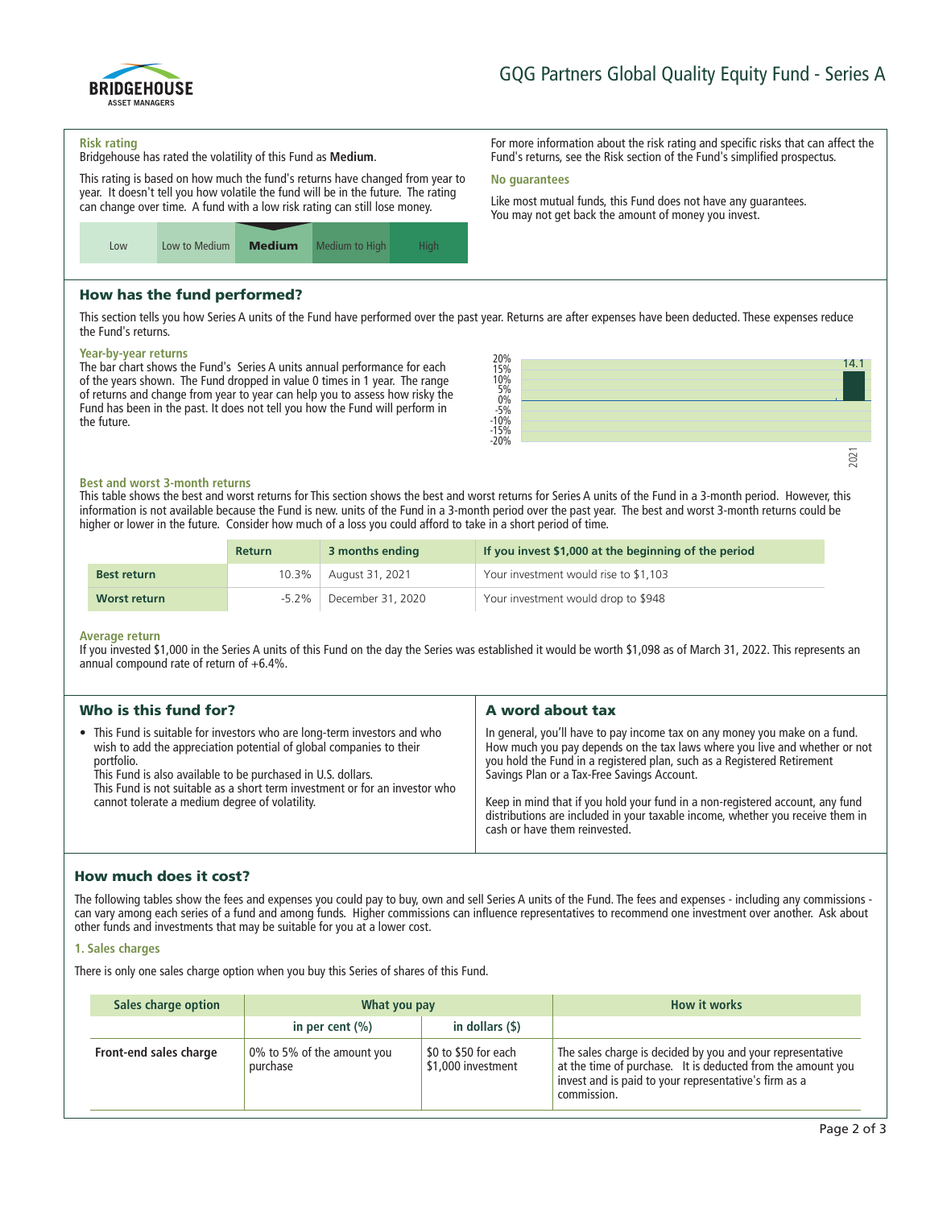# GQG Partners Global Quality Equity Fund - Series A

**Risk rating**

Bridgehouse has rated the volatility of this Fund as **Medium**.

This rating is based on how much the fund's returns have changed from year to year. It doesn't tell you how volatile the fund will be in the future. The rating can change over time. A fund with a low risk rating can still lose money.

| Low | Low to Medium | **Medium** | Medium to High | High |
|---|---|---|---|---|

For more information about the risk rating and specific risks that can affect the Fund's returns, see the Risk section of the Fund's simplified prospectus.

**No guarantees**

Like most mutual funds, this Fund does not have any guarantees. You may not get back the amount of money you invest.

## How has the fund performed?

This section tells you how Series A units of the Fund have performed over the past year. Returns are after expenses have been deducted. These expenses reduce the Fund's returns.

**Year-by-year returns**

The bar chart shows the Fund's Series A units annual performance for each of the years shown. The Fund dropped in value 0 times in 1 year. The range of returns and change from year to year can help you to assess how risky the Fund has been in the past. It does not tell you how the Fund will perform in the future.

| Year | Return (%) |
|---|---|
| 2021 | 14.1 |

**Best and worst 3-month returns**

This table shows the best and worst returns for This section shows the best and worst returns for Series A units of the Fund in a 3-month period. However, this information is not available because the Fund is new. units of the Fund in a 3-month period over the past year. The best and worst 3-month returns could be higher or lower in the future. Consider how much of a loss you could afford to take in a short period of time.

| | Return | 3 months ending | If you invest $1,000 at the beginning of the period |
|---|---|---|---|
| **Best return** | 10.3% | August 31, 2021 | Your investment would rise to $1,103 |
| **Worst return** | -5.2% | December 31, 2020 | Your investment would drop to $948 |

**Average return**

If you invested $1,000 in the Series A units of this Fund on the day the Series was established it would be worth $1,098 as of March 31, 2022. This represents an annual compound rate of return of +6.4%.

## Who is this fund for?

- This Fund is suitable for investors who are long-term investors and who wish to add the appreciation potential of global companies to their portfolio.
  This Fund is also available to be purchased in U.S. dollars.
  This Fund is not suitable as a short term investment or for an investor who cannot tolerate a medium degree of volatility.

## A word about tax

In general, you'll have to pay income tax on any money you make on a fund. How much you pay depends on the tax laws where you live and whether or not you hold the Fund in a registered plan, such as a Registered Retirement Savings Plan or a Tax-Free Savings Account.

Keep in mind that if you hold your fund in a non-registered account, any fund distributions are included in your taxable income, whether you receive them in cash or have them reinvested.

## How much does it cost?

The following tables show the fees and expenses you could pay to buy, own and sell Series A units of the Fund. The fees and expenses - including any commissions - can vary among each series of a fund and among funds. Higher commissions can influence representatives to recommend one investment over another. Ask about other funds and investments that may be suitable for you at a lower cost.

**1. Sales charges**

There is only one sales charge option when you buy this Series of shares of this Fund.

| Sales charge option | What you pay | | How it works |
|---|---|---|---|
| | in per cent (%) | in dollars ($) | |
| **Front-end sales charge** | 0% to 5% of the amount you purchase | $0 to $50 for each $1,000 investment | The sales charge is decided by you and your representative at the time of purchase. It is deducted from the amount you invest and is paid to your representative's firm as a commission. |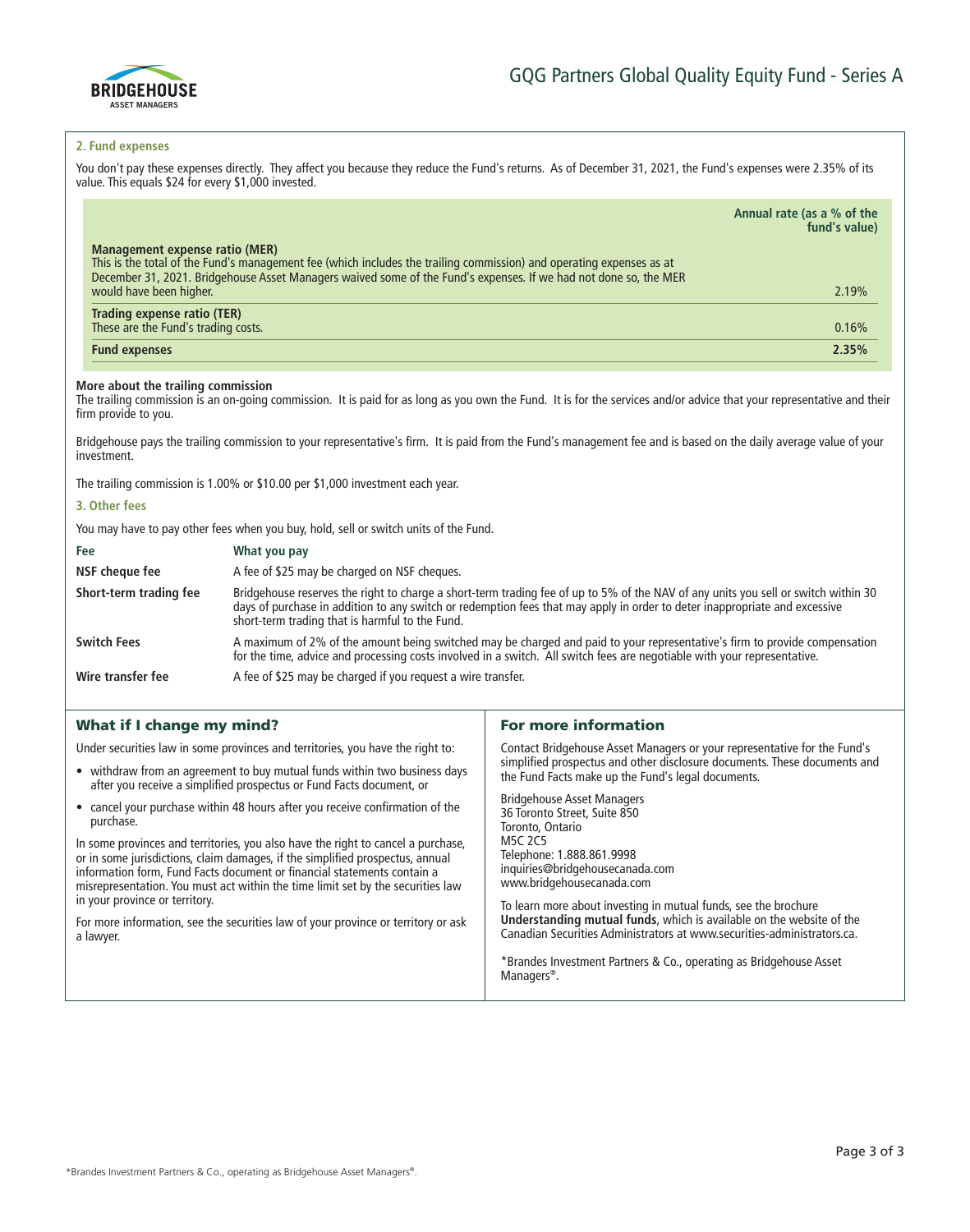# GQG Partners Global Quality Equity Fund - Series A

### 2. Fund expenses

You don't pay these expenses directly. They affect you because they reduce the Fund's returns. As of December 31, 2021, the Fund's expenses were 2.35% of its value. This equals $24 for every $1,000 invested.

| | Annual rate (as a % of the fund's value) |
|---|---|
| **Management expense ratio (MER)**<br>This is the total of the Fund's management fee (which includes the trailing commission) and operating expenses as at December 31, 2021. Bridgehouse Asset Managers waived some of the Fund's expenses. If we had not done so, the MER would have been higher. | 2.19% |
| **Trading expense ratio (TER)**<br>These are the Fund's trading costs. | 0.16% |
| **Fund expenses** | **2.35%** |

**More about the trailing commission**

The trailing commission is an on-going commission. It is paid for as long as you own the Fund. It is for the services and/or advice that your representative and their firm provide to you.

Bridgehouse pays the trailing commission to your representative's firm. It is paid from the Fund's management fee and is based on the daily average value of your investment.

The trailing commission is 1.00% or $10.00 per $1,000 investment each year.

### 3. Other fees

You may have to pay other fees when you buy, hold, sell or switch units of the Fund.

| Fee | What you pay |
|---|---|
| **NSF cheque fee** | A fee of $25 may be charged on NSF cheques. |
| **Short-term trading fee** | Bridgehouse reserves the right to charge a short-term trading fee of up to 5% of the NAV of any units you sell or switch within 30 days of purchase in addition to any switch or redemption fees that may apply in order to deter inappropriate and excessive short-term trading that is harmful to the Fund. |
| **Switch Fees** | A maximum of 2% of the amount being switched may be charged and paid to your representative's firm to provide compensation for the time, advice and processing costs involved in a switch. All switch fees are negotiable with your representative. |
| **Wire transfer fee** | A fee of $25 may be charged if you request a wire transfer. |

## What if I change my mind?

Under securities law in some provinces and territories, you have the right to:

- withdraw from an agreement to buy mutual funds within two business days after you receive a simplified prospectus or Fund Facts document, or
- cancel your purchase within 48 hours after you receive confirmation of the purchase.

In some provinces and territories, you also have the right to cancel a purchase, or in some jurisdictions, claim damages, if the simplified prospectus, annual information form, Fund Facts document or financial statements contain a misrepresentation. You must act within the time limit set by the securities law in your province or territory.

For more information, see the securities law of your province or territory or ask a lawyer.

## For more information

Contact Bridgehouse Asset Managers or your representative for the Fund's simplified prospectus and other disclosure documents. These documents and the Fund Facts make up the Fund's legal documents.

Bridgehouse Asset Managers
36 Toronto Street, Suite 850
Toronto, Ontario
M5C 2C5
Telephone: 1.888.861.9998
inquiries@bridgehousecanada.com
www.bridgehousecanada.com

To learn more about investing in mutual funds, see the brochure **Understanding mutual funds**, which is available on the website of the Canadian Securities Administrators at www.securities-administrators.ca.

*Brandes Investment Partners & Co., operating as Bridgehouse Asset Managers®.